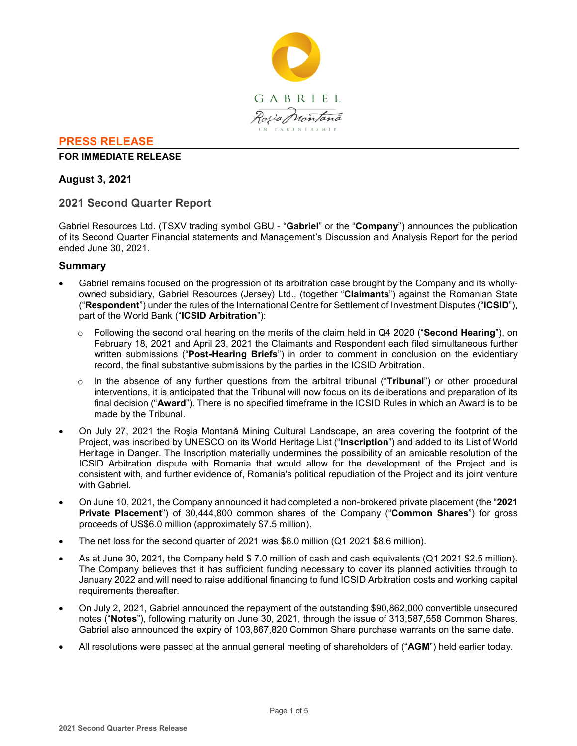# PRESS RELEASE

**FOR IMMEDIATE RELEASE**

**August 3, 2021**

## 2021 Second Quarter Report

Gabriel Resources Ltd. (TSXV trading symbol GBU - "**Gabriel**" or the "**Company**") announces the publication of its Second Quarter Financial statements and Management's Discussion and Analysis Report for the period ended June 30, 2021.

## Summary

- Gabriel remains focused on the progression of its arbitration case brought by the Company and its wholly-owned subsidiary, Gabriel Resources (Jersey) Ltd., (together "**Claimants**") against the Romanian State ("**Respondent**") under the rules of the International Centre for Settlement of Investment Disputes ("**ICSID**"), part of the World Bank ("**ICSID Arbitration**"):
  - Following the second oral hearing on the merits of the claim held in Q4 2020 ("**Second Hearing**"), on February 18, 2021 and April 23, 2021 the Claimants and Respondent each filed simultaneous further written submissions ("**Post-Hearing Briefs**") in order to comment in conclusion on the evidentiary record, the final substantive submissions by the parties in the ICSID Arbitration.
  - In the absence of any further questions from the arbitral tribunal ("**Tribunal**") or other procedural interventions, it is anticipated that the Tribunal will now focus on its deliberations and preparation of its final decision ("**Award**"). There is no specified timeframe in the ICSID Rules in which an Award is to be made by the Tribunal.
- On July 27, 2021 the Roşia Montană Mining Cultural Landscape, an area covering the footprint of the Project, was inscribed by UNESCO on its World Heritage List ("**Inscription**") and added to its List of World Heritage in Danger. The Inscription materially undermines the possibility of an amicable resolution of the ICSID Arbitration dispute with Romania that would allow for the development of the Project and is consistent with, and further evidence of, Romania's political repudiation of the Project and its joint venture with Gabriel.
- On June 10, 2021, the Company announced it had completed a non-brokered private placement (the "**2021 Private Placement**") of 30,444,800 common shares of the Company ("**Common Shares**") for gross proceeds of US$6.0 million (approximately $7.5 million).
- The net loss for the second quarter of 2021 was $6.0 million (Q1 2021 $8.6 million).
- As at June 30, 2021, the Company held $ 7.0 million of cash and cash equivalents (Q1 2021 $2.5 million). The Company believes that it has sufficient funding necessary to cover its planned activities through to January 2022 and will need to raise additional financing to fund ICSID Arbitration costs and working capital requirements thereafter.
- On July 2, 2021, Gabriel announced the repayment of the outstanding $90,862,000 convertible unsecured notes ("**Notes**"), following maturity on June 30, 2021, through the issue of 313,587,558 Common Shares. Gabriel also announced the expiry of 103,867,820 Common Share purchase warrants on the same date.
- All resolutions were passed at the annual general meeting of shareholders of ("**AGM**") held earlier today.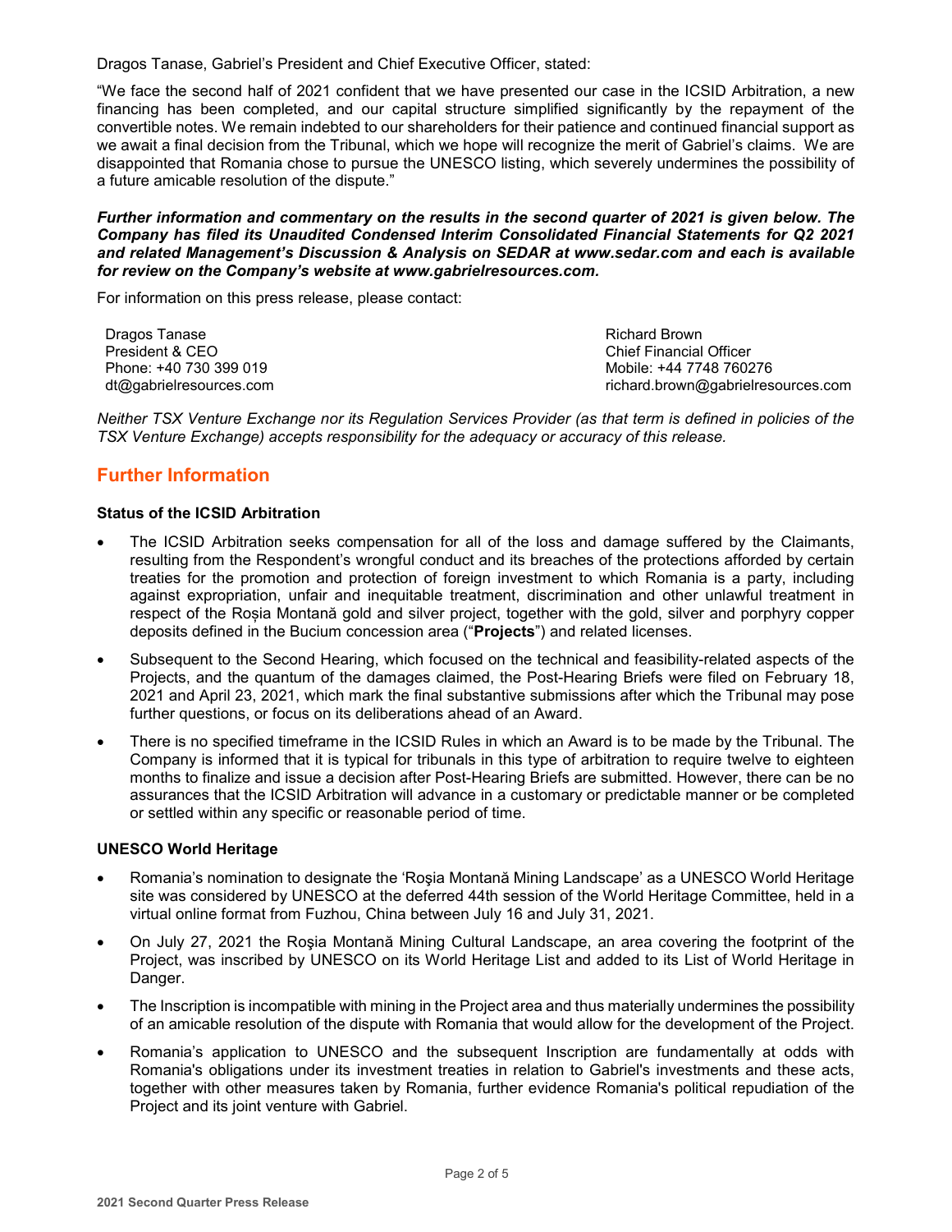Dragos Tanase, Gabriel's President and Chief Executive Officer, stated:

"We face the second half of 2021 confident that we have presented our case in the ICSID Arbitration, a new financing has been completed, and our capital structure simplified significantly by the repayment of the convertible notes. We remain indebted to our shareholders for their patience and continued financial support as we await a final decision from the Tribunal, which we hope will recognize the merit of Gabriel's claims. We are disappointed that Romania chose to pursue the UNESCO listing, which severely undermines the possibility of a future amicable resolution of the dispute."

***Further information and commentary on the results in the second quarter of 2021 is given below. The Company has filed its Unaudited Condensed Interim Consolidated Financial Statements for Q2 2021 and related Management's Discussion & Analysis on SEDAR at www.sedar.com and each is available for review on the Company's website at www.gabrielresources.com.***

For information on this press release, please contact:

Dragos Tanase
President & CEO
Phone: +40 730 399 019
dt@gabrielresources.com

Richard Brown
Chief Financial Officer
Mobile: +44 7748 760276
richard.brown@gabrielresources.com

*Neither TSX Venture Exchange nor its Regulation Services Provider (as that term is defined in policies of the TSX Venture Exchange) accepts responsibility for the adequacy or accuracy of this release.*

## Further Information

### Status of the ICSID Arbitration

- The ICSID Arbitration seeks compensation for all of the loss and damage suffered by the Claimants, resulting from the Respondent's wrongful conduct and its breaches of the protections afforded by certain treaties for the promotion and protection of foreign investment to which Romania is a party, including against expropriation, unfair and inequitable treatment, discrimination and other unlawful treatment in respect of the Roșia Montană gold and silver project, together with the gold, silver and porphyry copper deposits defined in the Bucium concession area ("**Projects**") and related licenses.
- Subsequent to the Second Hearing, which focused on the technical and feasibility-related aspects of the Projects, and the quantum of the damages claimed, the Post-Hearing Briefs were filed on February 18, 2021 and April 23, 2021, which mark the final substantive submissions after which the Tribunal may pose further questions, or focus on its deliberations ahead of an Award.
- There is no specified timeframe in the ICSID Rules in which an Award is to be made by the Tribunal. The Company is informed that it is typical for tribunals in this type of arbitration to require twelve to eighteen months to finalize and issue a decision after Post-Hearing Briefs are submitted. However, there can be no assurances that the ICSID Arbitration will advance in a customary or predictable manner or be completed or settled within any specific or reasonable period of time.

### UNESCO World Heritage

- Romania's nomination to designate the 'Roşia Montană Mining Landscape' as a UNESCO World Heritage site was considered by UNESCO at the deferred 44th session of the World Heritage Committee, held in a virtual online format from Fuzhou, China between July 16 and July 31, 2021.
- On July 27, 2021 the Roşia Montană Mining Cultural Landscape, an area covering the footprint of the Project, was inscribed by UNESCO on its World Heritage List and added to its List of World Heritage in Danger.
- The Inscription is incompatible with mining in the Project area and thus materially undermines the possibility of an amicable resolution of the dispute with Romania that would allow for the development of the Project.
- Romania's application to UNESCO and the subsequent Inscription are fundamentally at odds with Romania's obligations under its investment treaties in relation to Gabriel's investments and these acts, together with other measures taken by Romania, further evidence Romania's political repudiation of the Project and its joint venture with Gabriel.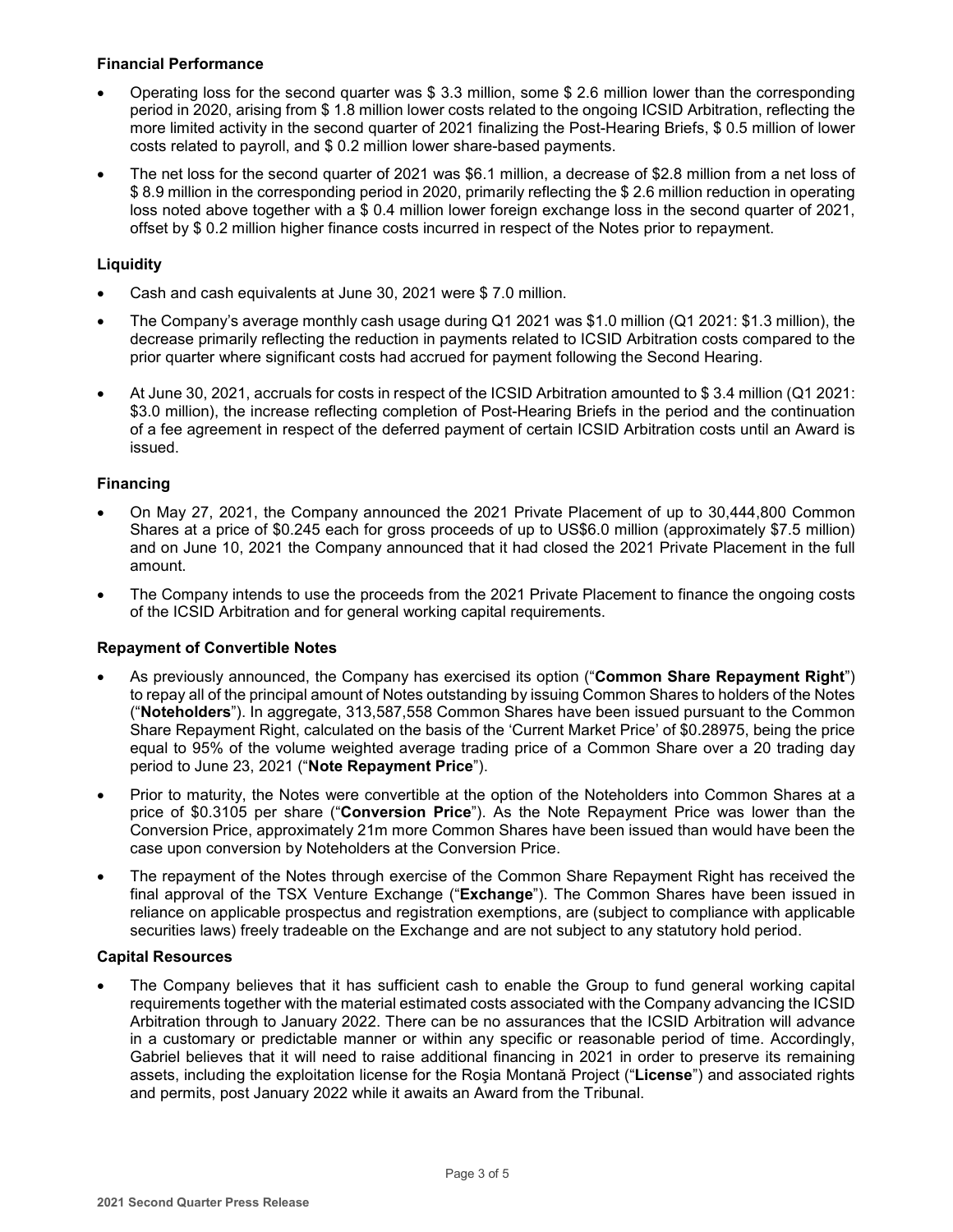### Financial Performance

- Operating loss for the second quarter was $ 3.3 million, some $ 2.6 million lower than the corresponding period in 2020, arising from $ 1.8 million lower costs related to the ongoing ICSID Arbitration, reflecting the more limited activity in the second quarter of 2021 finalizing the Post-Hearing Briefs, $ 0.5 million of lower costs related to payroll, and $ 0.2 million lower share-based payments.
- The net loss for the second quarter of 2021 was $6.1 million, a decrease of $2.8 million from a net loss of $ 8.9 million in the corresponding period in 2020, primarily reflecting the $ 2.6 million reduction in operating loss noted above together with a $ 0.4 million lower foreign exchange loss in the second quarter of 2021, offset by $ 0.2 million higher finance costs incurred in respect of the Notes prior to repayment.

### Liquidity

- Cash and cash equivalents at June 30, 2021 were $ 7.0 million.
- The Company's average monthly cash usage during Q1 2021 was $1.0 million (Q1 2021: $1.3 million), the decrease primarily reflecting the reduction in payments related to ICSID Arbitration costs compared to the prior quarter where significant costs had accrued for payment following the Second Hearing.
- At June 30, 2021, accruals for costs in respect of the ICSID Arbitration amounted to $ 3.4 million (Q1 2021: $3.0 million), the increase reflecting completion of Post-Hearing Briefs in the period and the continuation of a fee agreement in respect of the deferred payment of certain ICSID Arbitration costs until an Award is issued.

### Financing

- On May 27, 2021, the Company announced the 2021 Private Placement of up to 30,444,800 Common Shares at a price of $0.245 each for gross proceeds of up to US$6.0 million (approximately $7.5 million) and on June 10, 2021 the Company announced that it had closed the 2021 Private Placement in the full amount.
- The Company intends to use the proceeds from the 2021 Private Placement to finance the ongoing costs of the ICSID Arbitration and for general working capital requirements.

### Repayment of Convertible Notes

- As previously announced, the Company has exercised its option ("**Common Share Repayment Right**") to repay all of the principal amount of Notes outstanding by issuing Common Shares to holders of the Notes ("**Noteholders**"). In aggregate, 313,587,558 Common Shares have been issued pursuant to the Common Share Repayment Right, calculated on the basis of the 'Current Market Price' of $0.28975, being the price equal to 95% of the volume weighted average trading price of a Common Share over a 20 trading day period to June 23, 2021 ("**Note Repayment Price**").
- Prior to maturity, the Notes were convertible at the option of the Noteholders into Common Shares at a price of $0.3105 per share ("**Conversion Price**"). As the Note Repayment Price was lower than the Conversion Price, approximately 21m more Common Shares have been issued than would have been the case upon conversion by Noteholders at the Conversion Price.
- The repayment of the Notes through exercise of the Common Share Repayment Right has received the final approval of the TSX Venture Exchange ("**Exchange**"). The Common Shares have been issued in reliance on applicable prospectus and registration exemptions, are (subject to compliance with applicable securities laws) freely tradeable on the Exchange and are not subject to any statutory hold period.

### Capital Resources

- The Company believes that it has sufficient cash to enable the Group to fund general working capital requirements together with the material estimated costs associated with the Company advancing the ICSID Arbitration through to January 2022. There can be no assurances that the ICSID Arbitration will advance in a customary or predictable manner or within any specific or reasonable period of time. Accordingly, Gabriel believes that it will need to raise additional financing in 2021 in order to preserve its remaining assets, including the exploitation license for the Roşia Montană Project ("**License**") and associated rights and permits, post January 2022 while it awaits an Award from the Tribunal.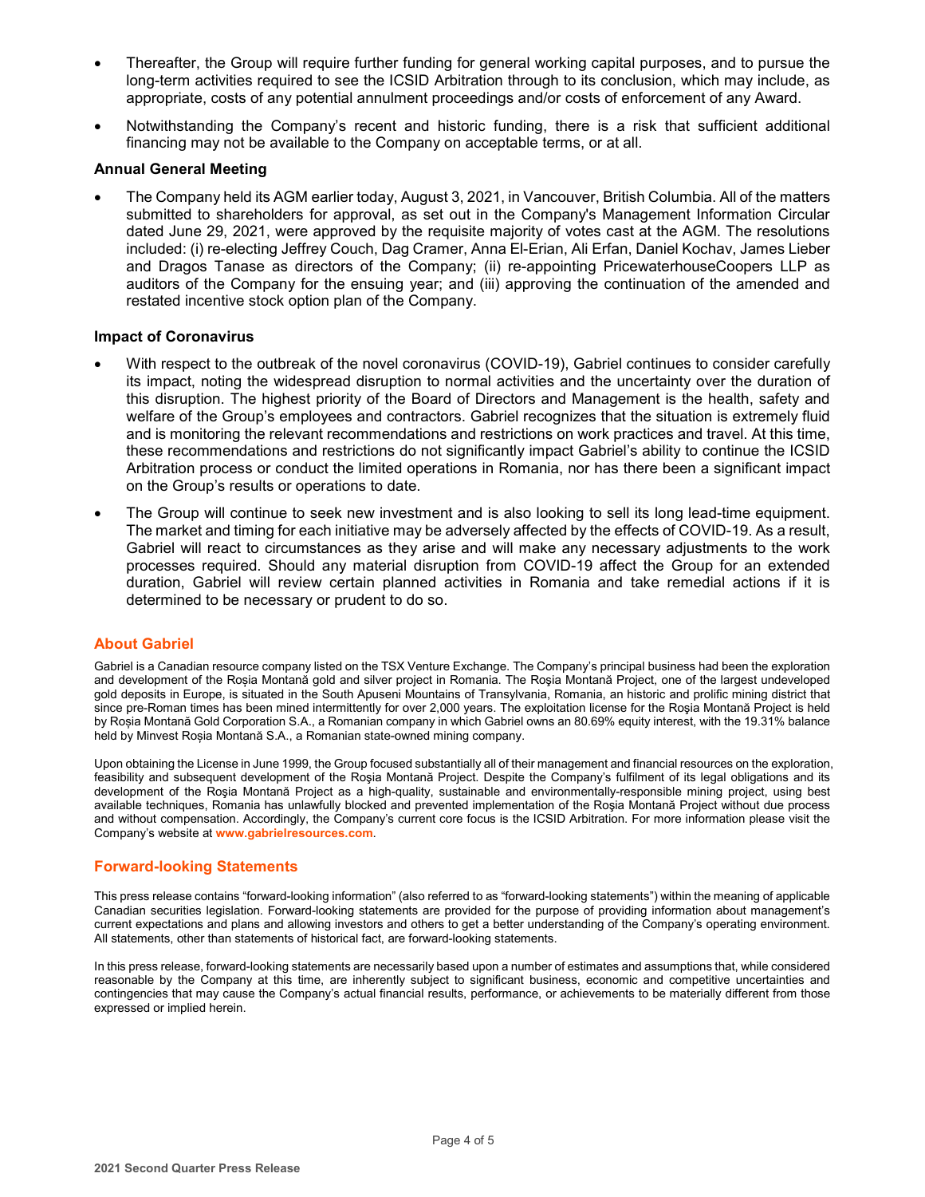- Thereafter, the Group will require further funding for general working capital purposes, and to pursue the long-term activities required to see the ICSID Arbitration through to its conclusion, which may include, as appropriate, costs of any potential annulment proceedings and/or costs of enforcement of any Award.
- Notwithstanding the Company's recent and historic funding, there is a risk that sufficient additional financing may not be available to the Company on acceptable terms, or at all.

### Annual General Meeting

- The Company held its AGM earlier today, August 3, 2021, in Vancouver, British Columbia. All of the matters submitted to shareholders for approval, as set out in the Company's Management Information Circular dated June 29, 2021, were approved by the requisite majority of votes cast at the AGM. The resolutions included: (i) re-electing Jeffrey Couch, Dag Cramer, Anna El-Erian, Ali Erfan, Daniel Kochav, James Lieber and Dragos Tanase as directors of the Company; (ii) re-appointing PricewaterhouseCoopers LLP as auditors of the Company for the ensuing year; and (iii) approving the continuation of the amended and restated incentive stock option plan of the Company.

### Impact of Coronavirus

- With respect to the outbreak of the novel coronavirus (COVID-19), Gabriel continues to consider carefully its impact, noting the widespread disruption to normal activities and the uncertainty over the duration of this disruption. The highest priority of the Board of Directors and Management is the health, safety and welfare of the Group's employees and contractors. Gabriel recognizes that the situation is extremely fluid and is monitoring the relevant recommendations and restrictions on work practices and travel. At this time, these recommendations and restrictions do not significantly impact Gabriel's ability to continue the ICSID Arbitration process or conduct the limited operations in Romania, nor has there been a significant impact on the Group's results or operations to date.
- The Group will continue to seek new investment and is also looking to sell its long lead-time equipment. The market and timing for each initiative may be adversely affected by the effects of COVID-19. As a result, Gabriel will react to circumstances as they arise and will make any necessary adjustments to the work processes required. Should any material disruption from COVID-19 affect the Group for an extended duration, Gabriel will review certain planned activities in Romania and take remedial actions if it is determined to be necessary or prudent to do so.

## About Gabriel

Gabriel is a Canadian resource company listed on the TSX Venture Exchange. The Company's principal business had been the exploration and development of the Roșia Montană gold and silver project in Romania. The Roşia Montană Project, one of the largest undeveloped gold deposits in Europe, is situated in the South Apuseni Mountains of Transylvania, Romania, an historic and prolific mining district that since pre-Roman times has been mined intermittently for over 2,000 years. The exploitation license for the Roşia Montană Project is held by Roșia Montană Gold Corporation S.A., a Romanian company in which Gabriel owns an 80.69% equity interest, with the 19.31% balance held by Minvest Roșia Montană S.A., a Romanian state-owned mining company.

Upon obtaining the License in June 1999, the Group focused substantially all of their management and financial resources on the exploration, feasibility and subsequent development of the Roşia Montană Project. Despite the Company's fulfilment of its legal obligations and its development of the Roşia Montană Project as a high-quality, sustainable and environmentally-responsible mining project, using best available techniques, Romania has unlawfully blocked and prevented implementation of the Roşia Montană Project without due process and without compensation. Accordingly, the Company's current core focus is the ICSID Arbitration. For more information please visit the Company's website at **www.gabrielresources.com**.

## Forward-looking Statements

This press release contains "forward-looking information" (also referred to as "forward-looking statements") within the meaning of applicable Canadian securities legislation. Forward-looking statements are provided for the purpose of providing information about management's current expectations and plans and allowing investors and others to get a better understanding of the Company's operating environment. All statements, other than statements of historical fact, are forward-looking statements.

In this press release, forward-looking statements are necessarily based upon a number of estimates and assumptions that, while considered reasonable by the Company at this time, are inherently subject to significant business, economic and competitive uncertainties and contingencies that may cause the Company's actual financial results, performance, or achievements to be materially different from those expressed or implied herein.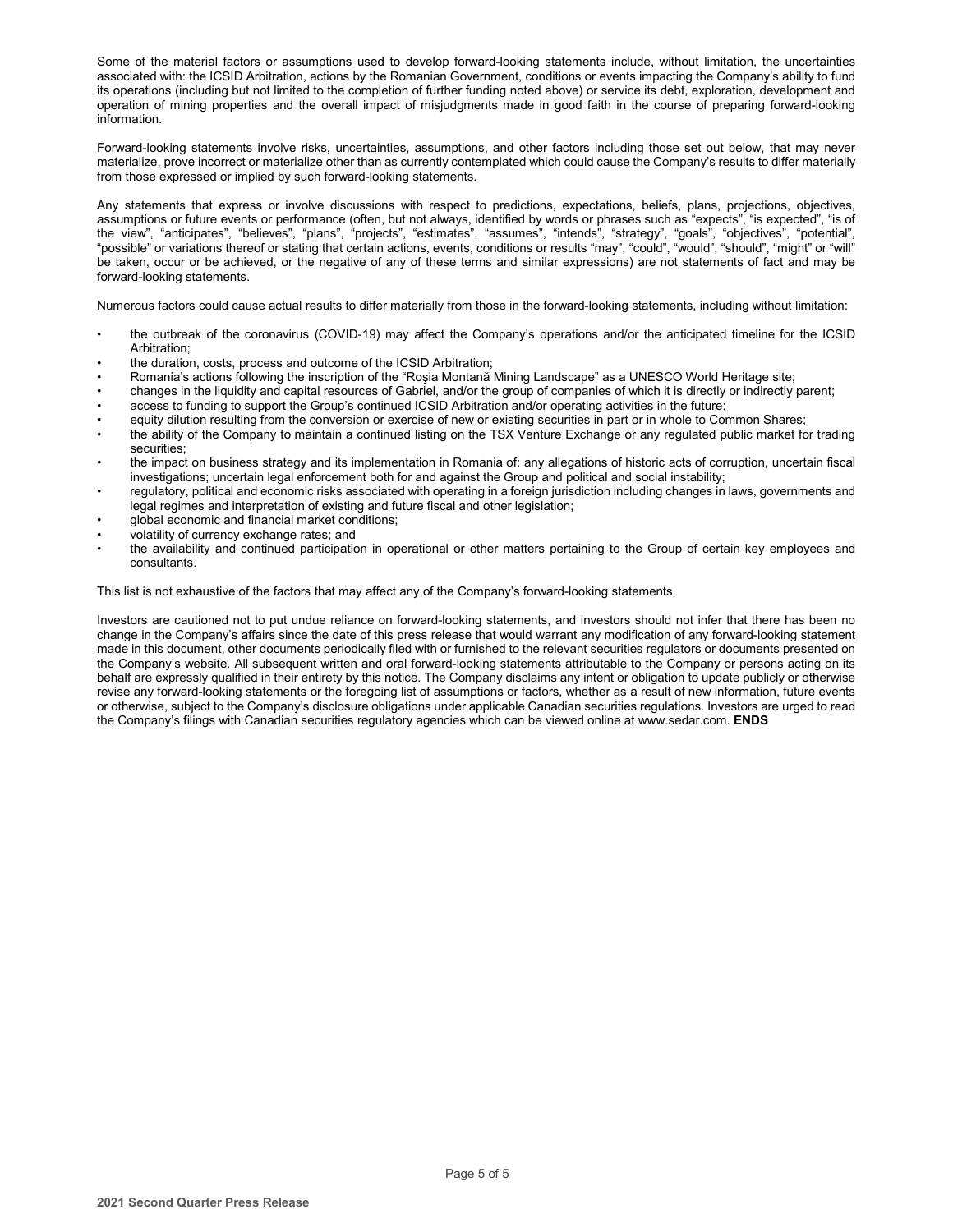Some of the material factors or assumptions used to develop forward-looking statements include, without limitation, the uncertainties associated with: the ICSID Arbitration, actions by the Romanian Government, conditions or events impacting the Company's ability to fund its operations (including but not limited to the completion of further funding noted above) or service its debt, exploration, development and operation of mining properties and the overall impact of misjudgments made in good faith in the course of preparing forward-looking information.

Forward-looking statements involve risks, uncertainties, assumptions, and other factors including those set out below, that may never materialize, prove incorrect or materialize other than as currently contemplated which could cause the Company's results to differ materially from those expressed or implied by such forward-looking statements.

Any statements that express or involve discussions with respect to predictions, expectations, beliefs, plans, projections, objectives, assumptions or future events or performance (often, but not always, identified by words or phrases such as "expects", "is expected", "is of the view", "anticipates", "believes", "plans", "projects", "estimates", "assumes", "intends", "strategy", "goals", "objectives", "potential", "possible" or variations thereof or stating that certain actions, events, conditions or results "may", "could", "would", "should", "might" or "will" be taken, occur or be achieved, or the negative of any of these terms and similar expressions) are not statements of fact and may be forward-looking statements.

Numerous factors could cause actual results to differ materially from those in the forward-looking statements, including without limitation:

- the outbreak of the coronavirus (COVID-19) may affect the Company's operations and/or the anticipated timeline for the ICSID Arbitration;
- the duration, costs, process and outcome of the ICSID Arbitration;
- Romania's actions following the inscription of the "Roşia Montană Mining Landscape" as a UNESCO World Heritage site;
- changes in the liquidity and capital resources of Gabriel, and/or the group of companies of which it is directly or indirectly parent;
- access to funding to support the Group's continued ICSID Arbitration and/or operating activities in the future;
- equity dilution resulting from the conversion or exercise of new or existing securities in part or in whole to Common Shares;
- the ability of the Company to maintain a continued listing on the TSX Venture Exchange or any regulated public market for trading securities;
- the impact on business strategy and its implementation in Romania of: any allegations of historic acts of corruption, uncertain fiscal investigations; uncertain legal enforcement both for and against the Group and political and social instability;
- regulatory, political and economic risks associated with operating in a foreign jurisdiction including changes in laws, governments and legal regimes and interpretation of existing and future fiscal and other legislation;
- global economic and financial market conditions;
- volatility of currency exchange rates; and
- the availability and continued participation in operational or other matters pertaining to the Group of certain key employees and consultants.

This list is not exhaustive of the factors that may affect any of the Company's forward-looking statements.

Investors are cautioned not to put undue reliance on forward-looking statements, and investors should not infer that there has been no change in the Company's affairs since the date of this press release that would warrant any modification of any forward-looking statement made in this document, other documents periodically filed with or furnished to the relevant securities regulators or documents presented on the Company's website. All subsequent written and oral forward-looking statements attributable to the Company or persons acting on its behalf are expressly qualified in their entirety by this notice. The Company disclaims any intent or obligation to update publicly or otherwise revise any forward-looking statements or the foregoing list of assumptions or factors, whether as a result of new information, future events or otherwise, subject to the Company's disclosure obligations under applicable Canadian securities regulations. Investors are urged to read the Company's filings with Canadian securities regulatory agencies which can be viewed online at www.sedar.com. **ENDS**